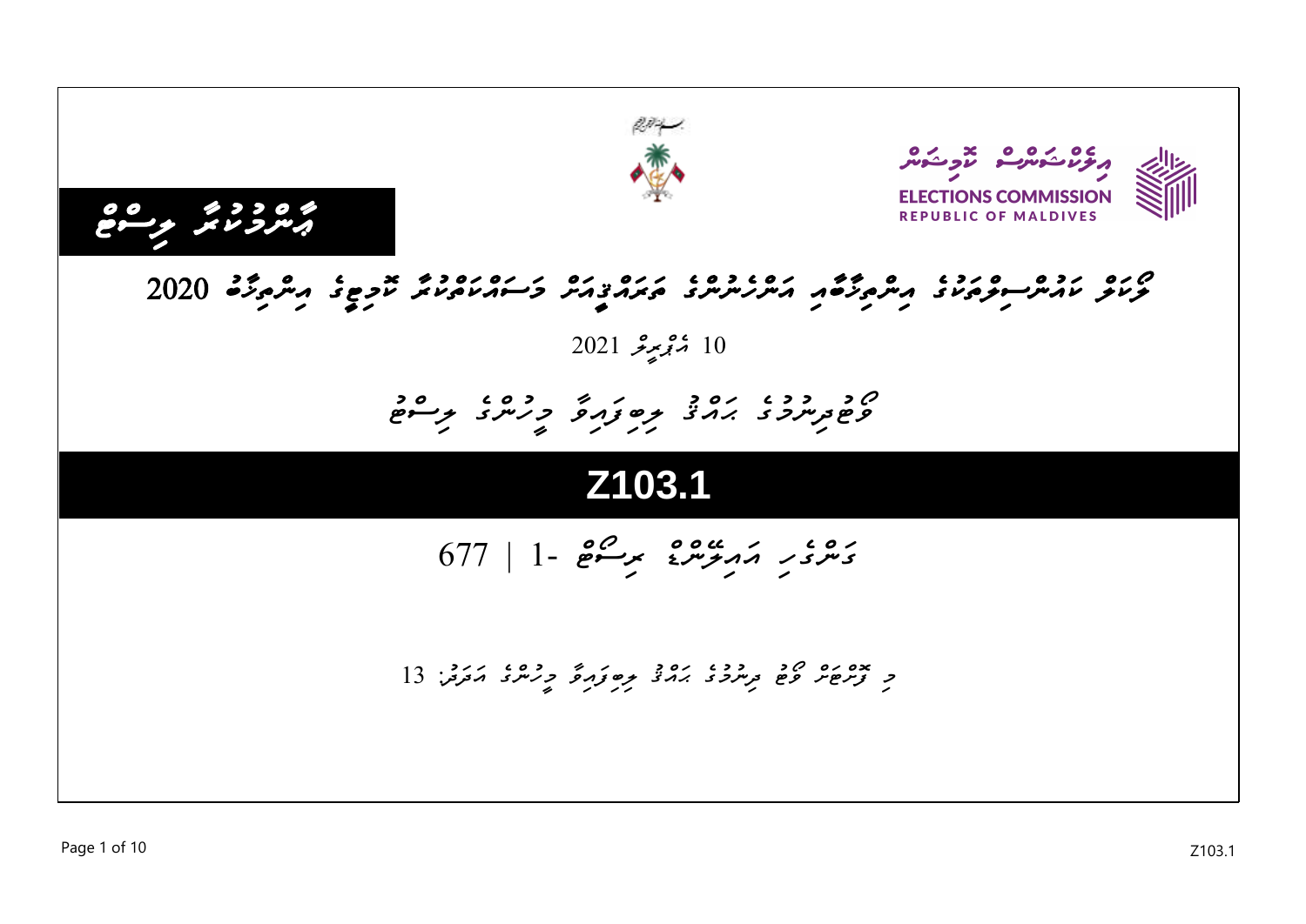ElECTIONS COMMISSION
REPUBLIC OF MALDIVES

އެންމެދުކުރާ ނިސްބަތް

# ލޯކަލް ކައުންސިލްތަކުގެ އިންތިޚާބާއި އަންހެނުންގެ ތަރައްޤީއަށް މަސައްކަތްކުރާ ކޮމިޓީގެ އިންތިޚާބު 2020

10 އޭޕްރިލް 2021

ވޯޓުދިނުމުގެ ރައްޔިތުންގެ ތަނަވަސް ދާއިރާގެ ނިސްބަތް

# Z103.1

ގަނޑުފ ކެނދިކުޅުދޫ ނިސްބަތް -1 | 677

މި ފޯރަމަށް ވޯޓުދިނުމުގެ ރައްޔިތުންގެ ދާއިރާގެ ތަރުތީބު: 13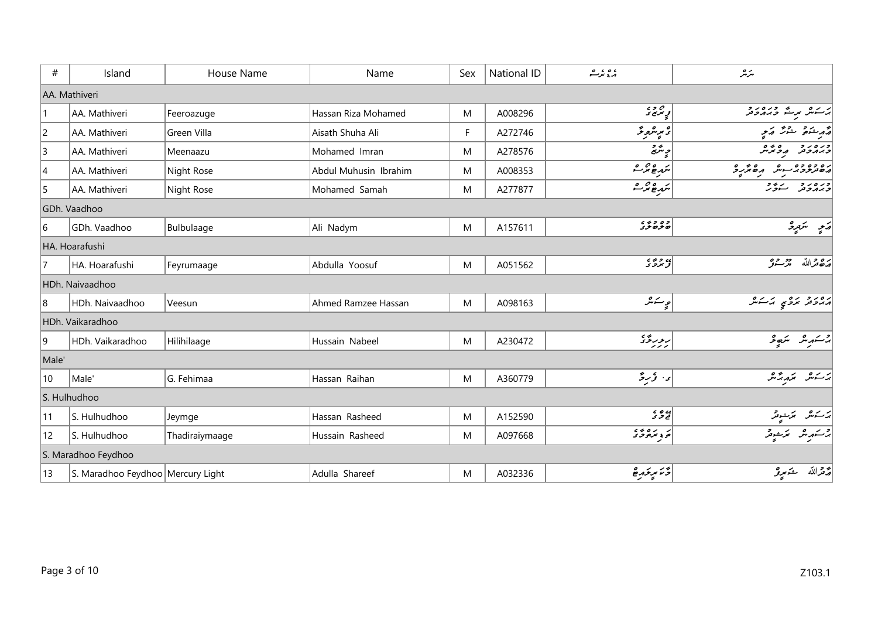| # | Island | House Name | Name | Sex | National ID | ދާއިރާ | ނަން |
|---|---|---|---|---|---|---|---|
| AA. Mathiveri | | | | | | | |
| 1 | AA. Mathiveri | Feeroazuge | Hassan Riza Mohamed | M | A008296 | ފީރޯޒުގެ | ހަސަން ރިޟާ މުހައްމަދު |
| 2 | AA. Mathiveri | Green Villa | Aisath Shuha Ali | F | A272746 | ގްރީންވިލާ | އާއިޝަތު ޝުހާ ޢަލީ |
| 3 | AA. Mathiveri | Meenaazu | Mohamed Imran | M | A278576 | މީނާޒު | މުހައްމަދު އިމްރާން |
| 4 | AA. Mathiveri | Night Rose | Abdul Muhusin Ibrahim | M | A008353 | ނައިޓްރޯސް | އަބްދުލްމުޙުސިން އިބްރާހީމް |
| 5 | AA. Mathiveri | Night Rose | Mohamed Samah | M | A277877 | ނައިޓްރޯސް | މުހައްމަދު ސަމާހް |
| GDh. Vaadhoo | | | | | | | |
| 6 | GDh. Vaadhoo | Bulbulaage | Ali Nadym | M | A157611 | ބުލްބުލާގެ | ޢަލީ ނަދީމް |
| HA. Hoarafushi | | | | | | | |
| 7 | HA. Hoarafushi | Feyrumaage | Abdulla Yoosuf | M | A051562 | ފެރުމާގެ | އަބްދުﷲ ޔޫސުފް |
| HDh. Naivaadhoo | | | | | | | |
| 8 | HDh. Naivaadhoo | Veesun | Ahmed Ramzee Hassan | M | A098163 | ވީސަން | އަހްމަދު ރަމްޒީ ހަސަން |
| HDh. Vaikaradhoo | | | | | | | |
| 9 | HDh. Vaikaradhoo | Hilihilaage | Hussain Nabeel | M | A230472 | ހިލިހިލާގެ | ހުސައިން ނަބީލް |
| Male' | | | | | | | |
| 10 | Male' | G. Fehimaa | Hassan Raihan | M | A360779 | ގ. ފެހިމާ | ހަސަން ރައިހާން |
| S. Hulhudhoo | | | | | | | |
| 11 | S. Hulhudhoo | Jeymge | Hassan Rasheed | M | A152590 | ޖޭމްގެ | ހަސަން ރަޝީދު |
| 12 | S. Hulhudhoo | Thadiraiymaage | Hussain Rasheed | M | A097668 | ތަދިރައިމާގެ | ހުސައިން ރަޝީދު |
| S. Maradhoo Feydhoo | | | | | | | |
| 13 | S. Maradhoo Feydhoo | Mercury Light | Adulla Shareef | M | A032336 | މާކިއުރީލައިޓް | އާދުﷲ ޝަރީފް |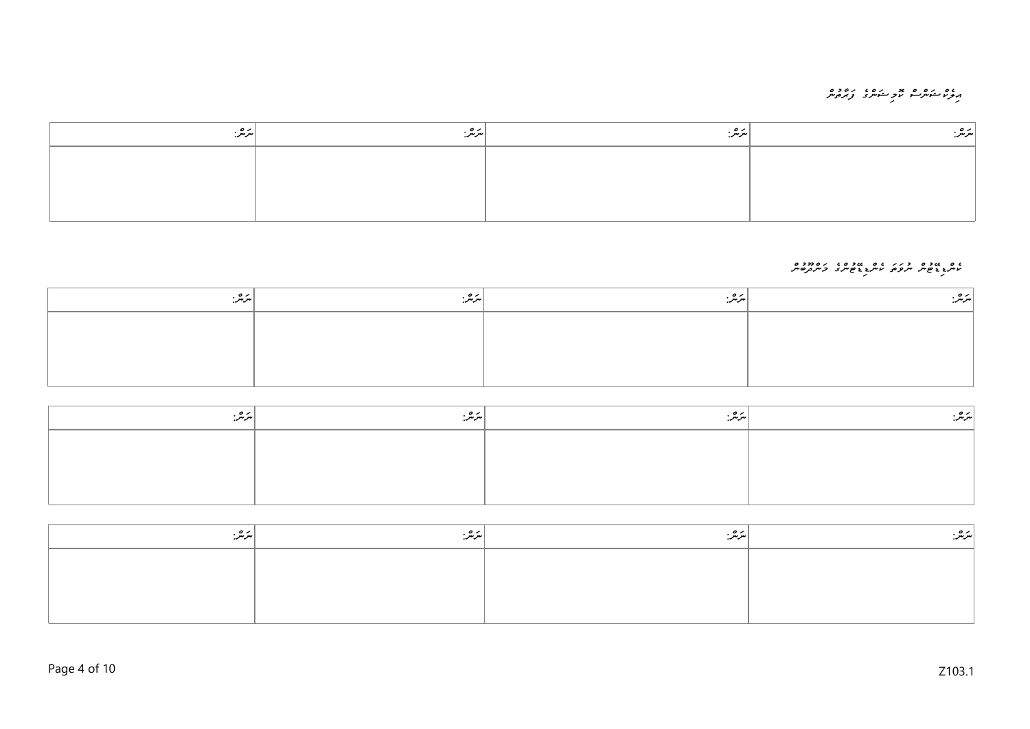# ދިވެހިބަސް ކޯޑިނަރު ފޯމު

| ނަންބަރު: | ނަންބަރު: | ނަންބަރު: | ނަންބަރު: |
|---|---|---|---|
| | | | |

## ކެންޑިޑޭޓް ސެންޓަރ ކެންޑިޑޭޓް ނަންބަރު

| ނަންބަރު: | ނަންބަރު: | ނަންބަރު: | ނަންބަރު: |
|---|---|---|---|
| | | | |

| ނަންބަރު: | ނަންބަރު: | ނަންބަރު: | ނަންބަރު: |
|---|---|---|---|
| | | | |

| ނަންބަރު: | ނަންބަރު: | ނަންބަރު: | ނަންބަރު: |
|---|---|---|---|
| | | | |

Z103.1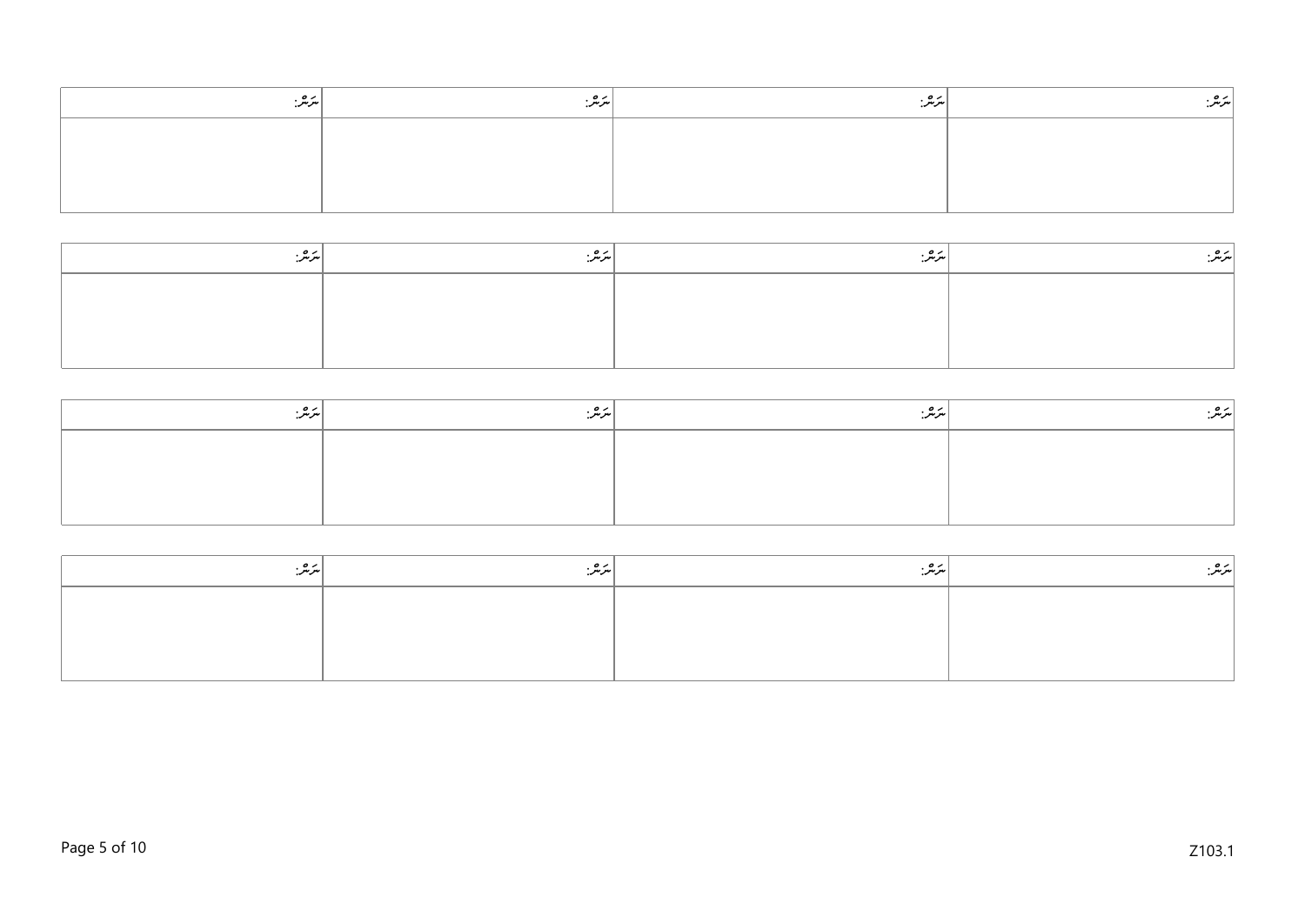| ނަރުދ: | ނަރުދ: | ނަރުދ: | ނަރުދ: |
| --- | --- | --- | --- |
| | | | |

| ނަރުދ: | ނަރުދ: | ނަރުދ: | ނަރުދ: |
| --- | --- | --- | --- |
| | | | |

| ނަރުދ: | ނަރުދ: | ނަރުދ: | ނަރުދ: |
| --- | --- | --- | --- |
| | | | |

| ނަރުދ: | ނަރުދ: | ނަރުދ: | ނަރުދ: |
| --- | --- | --- | --- |
| | | | |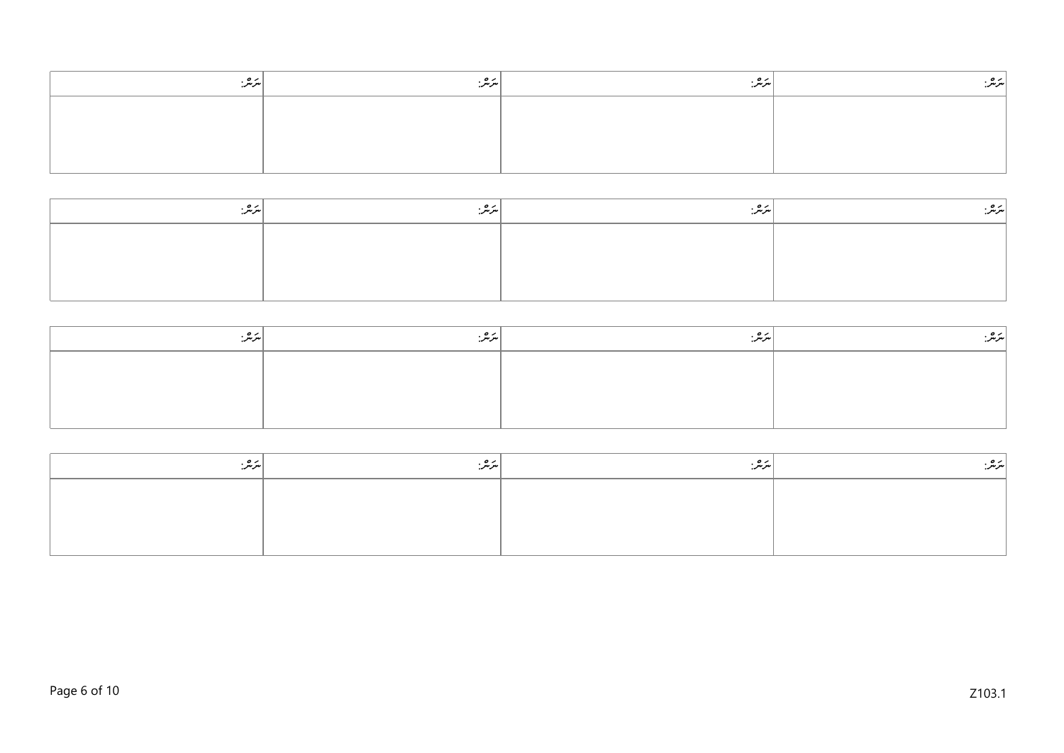| ނަރަށް: | ނަރަށް: | ނަރަށް: | ނަރަށް: |
|---|---|---|---|
| | | | |

| ނަރަށް: | ނަރަށް: | ނަރަށް: | ނަރަށް: |
|---|---|---|---|
| | | | |

| ނަރަށް: | ނަރަށް: | ނަރަށް: | ނަރަށް: |
|---|---|---|---|
| | | | |

| ނަރަށް: | ނަރަށް: | ނަރަށް: | ނަރަށް: |
|---|---|---|---|
| | | | |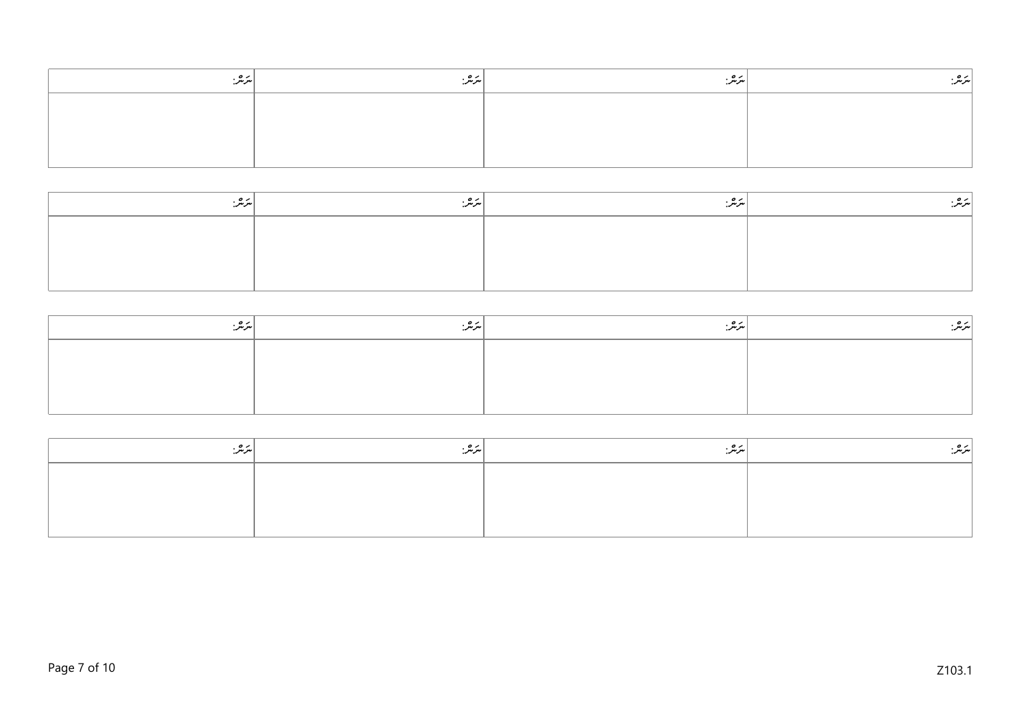| ނަންބަރު: | ނަންބަރު: | ނަންބަރު: | ނަންބަރު: |
|---|---|---|---|
| | | | |

| ނަންބަރު: | ނަންބަރު: | ނަންބަރު: | ނަންބަރު: |
|---|---|---|---|
| | | | |

| ނަންބަރު: | ނަންބަރު: | ނަންބަރު: | ނަންބަރު: |
|---|---|---|---|
| | | | |

| ނަންބަރު: | ނަންބަރު: | ނަންބަރު: | ނަންބަރު: |
|---|---|---|---|
| | | | |

Z103.1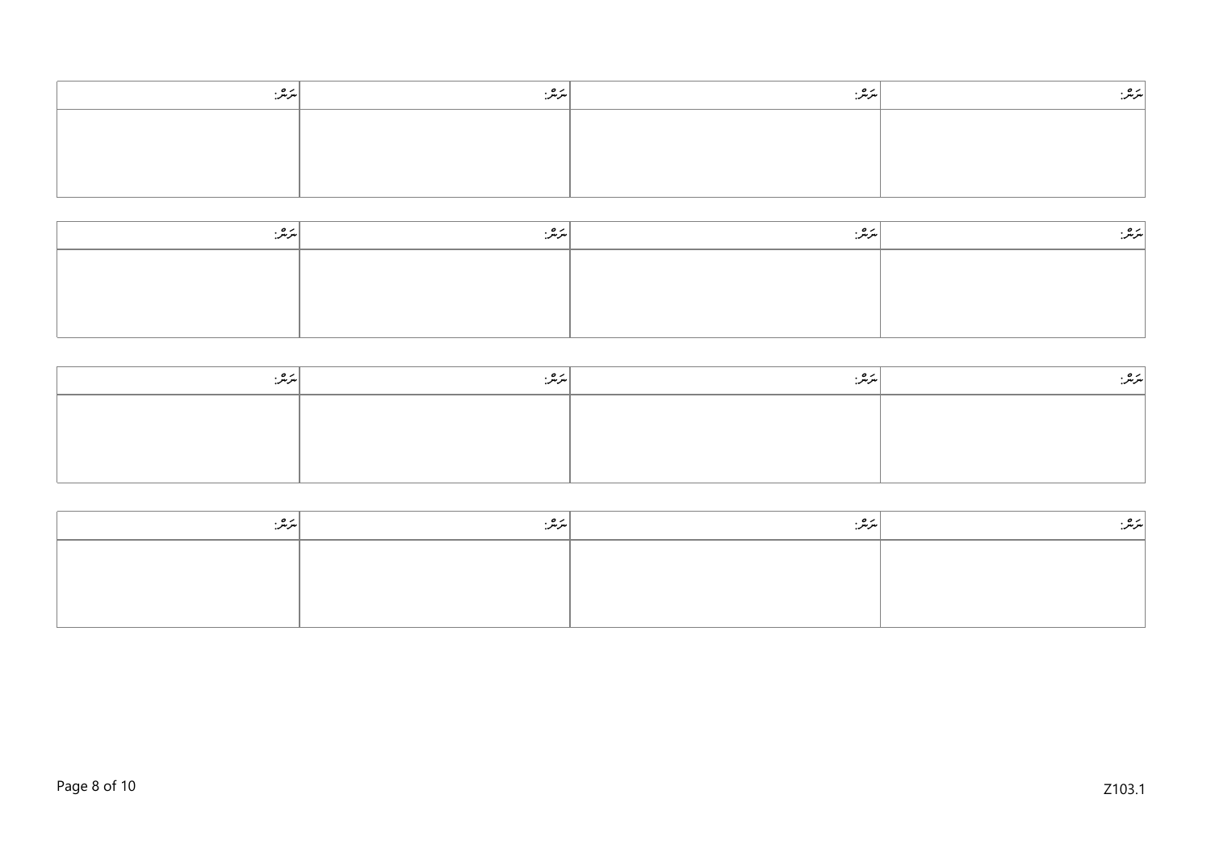| ނަރުދ: | ނަރުދ: | ނަރުދ: | ނަރުދ: |
| --- | --- | --- | --- |
| | | | |

| ނަރުދ: | ނަރުދ: | ނަރުދ: | ނަރުދ: |
| --- | --- | --- | --- |
| | | | |

| ނަރުދ: | ނަރުދ: | ނަރުދ: | ނަރުދ: |
| --- | --- | --- | --- |
| | | | |

| ނަރުދ: | ނަރުދ: | ނަރުދ: | ނަރުދ: |
| --- | --- | --- | --- |
| | | | |

Z103.1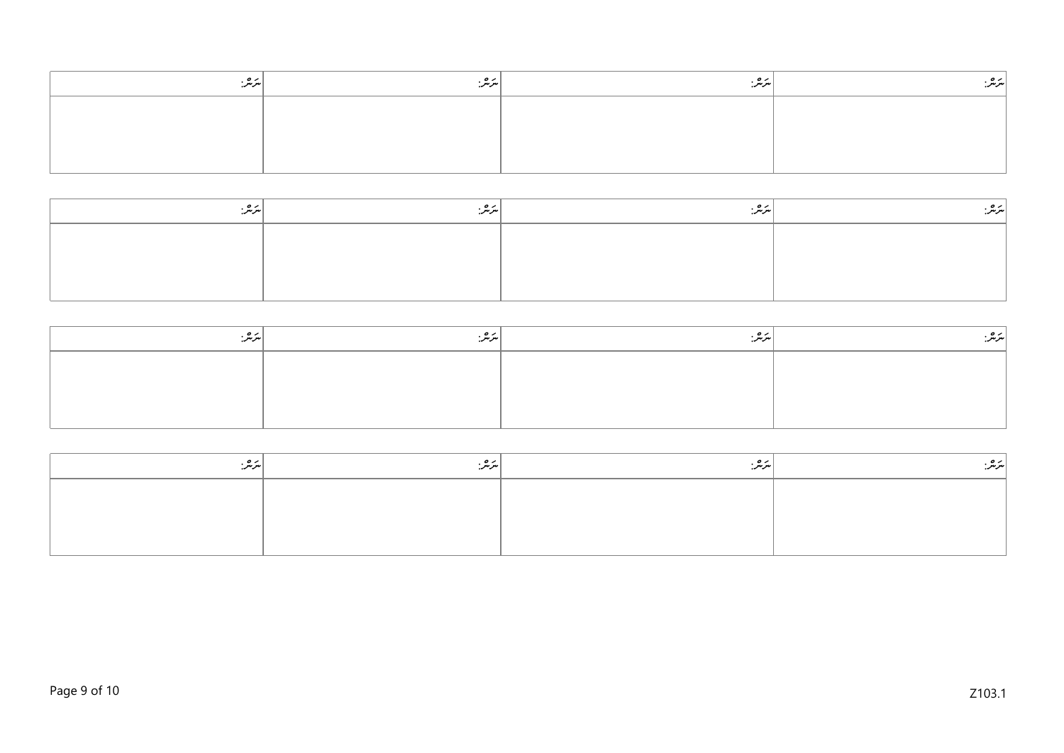| ނަރަށް: | ނަރަށް: | ނަރަށް: | ނަރަށް: |
|---|---|---|---|
| | | | |

| ނަރަށް: | ނަރަށް: | ނަރަށް: | ނަރަށް: |
|---|---|---|---|
| | | | |

| ނަރަށް: | ނަރަށް: | ނަރަށް: | ނަރަށް: |
|---|---|---|---|
| | | | |

| ނަރަށް: | ނަރަށް: | ނަރަށް: | ނަރަށް: |
|---|---|---|---|
| | | | |

Z103.1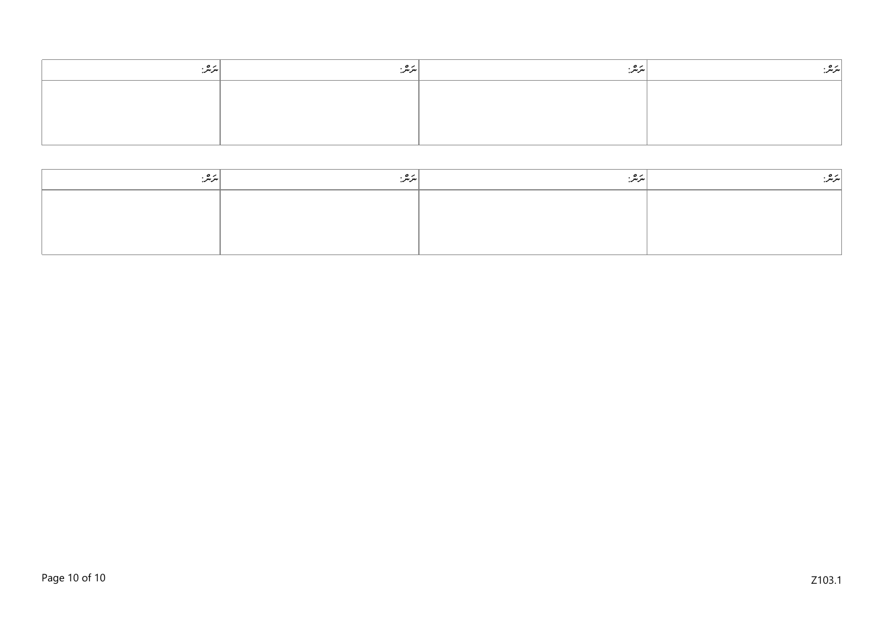| ނަރަށް: | ނަރަށް: | ނަރަށް: | ނަރަށް: |
|---|---|---|---|
| | | | |

| ނަރަށް: | ނަރަށް: | ނަރަށް: | ނަރަށް: |
|---|---|---|---|
| | | | |